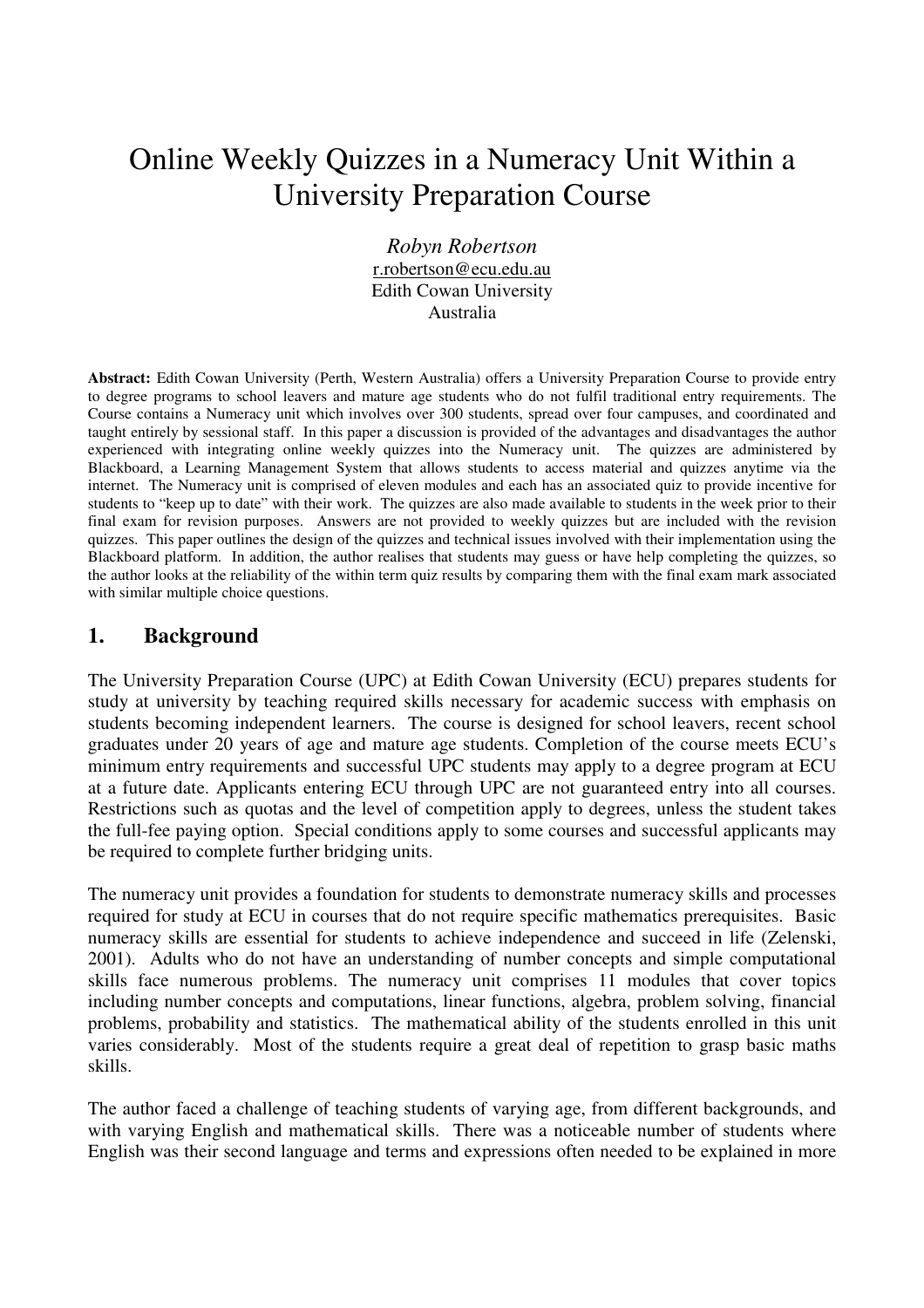# Online Weekly Quizzes in a Numeracy Unit Within a University Preparation Course

*Robyn Robertson*
r.robertson@ecu.edu.au
Edith Cowan University
Australia

**Abstract:** Edith Cowan University (Perth, Western Australia) offers a University Preparation Course to provide entry to degree programs to school leavers and mature age students who do not fulfil traditional entry requirements. The Course contains a Numeracy unit which involves over 300 students, spread over four campuses, and coordinated and taught entirely by sessional staff. In this paper a discussion is provided of the advantages and disadvantages the author experienced with integrating online weekly quizzes into the Numeracy unit. The quizzes are administered by Blackboard, a Learning Management System that allows students to access material and quizzes anytime via the internet. The Numeracy unit is comprised of eleven modules and each has an associated quiz to provide incentive for students to "keep up to date" with their work. The quizzes are also made available to students in the week prior to their final exam for revision purposes. Answers are not provided to weekly quizzes but are included with the revision quizzes. This paper outlines the design of the quizzes and technical issues involved with their implementation using the Blackboard platform. In addition, the author realises that students may guess or have help completing the quizzes, so the author looks at the reliability of the within term quiz results by comparing them with the final exam mark associated with similar multiple choice questions.

## 1. Background

The University Preparation Course (UPC) at Edith Cowan University (ECU) prepares students for study at university by teaching required skills necessary for academic success with emphasis on students becoming independent learners. The course is designed for school leavers, recent school graduates under 20 years of age and mature age students. Completion of the course meets ECU's minimum entry requirements and successful UPC students may apply to a degree program at ECU at a future date. Applicants entering ECU through UPC are not guaranteed entry into all courses. Restrictions such as quotas and the level of competition apply to degrees, unless the student takes the full-fee paying option. Special conditions apply to some courses and successful applicants may be required to complete further bridging units.

The numeracy unit provides a foundation for students to demonstrate numeracy skills and processes required for study at ECU in courses that do not require specific mathematics prerequisites. Basic numeracy skills are essential for students to achieve independence and succeed in life (Zelenski, 2001). Adults who do not have an understanding of number concepts and simple computational skills face numerous problems. The numeracy unit comprises 11 modules that cover topics including number concepts and computations, linear functions, algebra, problem solving, financial problems, probability and statistics. The mathematical ability of the students enrolled in this unit varies considerably. Most of the students require a great deal of repetition to grasp basic maths skills.

The author faced a challenge of teaching students of varying age, from different backgrounds, and with varying English and mathematical skills. There was a noticeable number of students where English was their second language and terms and expressions often needed to be explained in more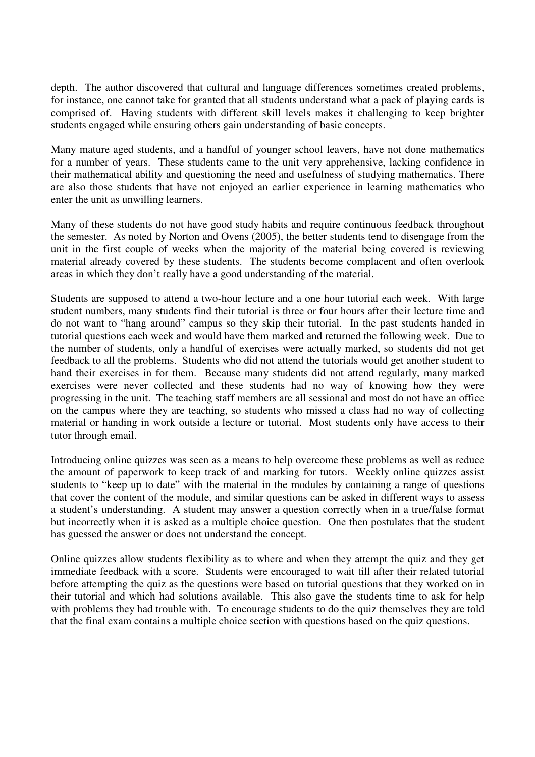depth. The author discovered that cultural and language differences sometimes created problems, for instance, one cannot take for granted that all students understand what a pack of playing cards is comprised of. Having students with different skill levels makes it challenging to keep brighter students engaged while ensuring others gain understanding of basic concepts.

Many mature aged students, and a handful of younger school leavers, have not done mathematics for a number of years. These students came to the unit very apprehensive, lacking confidence in their mathematical ability and questioning the need and usefulness of studying mathematics. There are also those students that have not enjoyed an earlier experience in learning mathematics who enter the unit as unwilling learners.

Many of these students do not have good study habits and require continuous feedback throughout the semester. As noted by Norton and Ovens (2005), the better students tend to disengage from the unit in the first couple of weeks when the majority of the material being covered is reviewing material already covered by these students. The students become complacent and often overlook areas in which they don't really have a good understanding of the material.

Students are supposed to attend a two-hour lecture and a one hour tutorial each week. With large student numbers, many students find their tutorial is three or four hours after their lecture time and do not want to "hang around" campus so they skip their tutorial. In the past students handed in tutorial questions each week and would have them marked and returned the following week. Due to the number of students, only a handful of exercises were actually marked, so students did not get feedback to all the problems. Students who did not attend the tutorials would get another student to hand their exercises in for them. Because many students did not attend regularly, many marked exercises were never collected and these students had no way of knowing how they were progressing in the unit. The teaching staff members are all sessional and most do not have an office on the campus where they are teaching, so students who missed a class had no way of collecting material or handing in work outside a lecture or tutorial. Most students only have access to their tutor through email.

Introducing online quizzes was seen as a means to help overcome these problems as well as reduce the amount of paperwork to keep track of and marking for tutors. Weekly online quizzes assist students to "keep up to date" with the material in the modules by containing a range of questions that cover the content of the module, and similar questions can be asked in different ways to assess a student's understanding. A student may answer a question correctly when in a true/false format but incorrectly when it is asked as a multiple choice question. One then postulates that the student has guessed the answer or does not understand the concept.

Online quizzes allow students flexibility as to where and when they attempt the quiz and they get immediate feedback with a score. Students were encouraged to wait till after their related tutorial before attempting the quiz as the questions were based on tutorial questions that they worked on in their tutorial and which had solutions available. This also gave the students time to ask for help with problems they had trouble with. To encourage students to do the quiz themselves they are told that the final exam contains a multiple choice section with questions based on the quiz questions.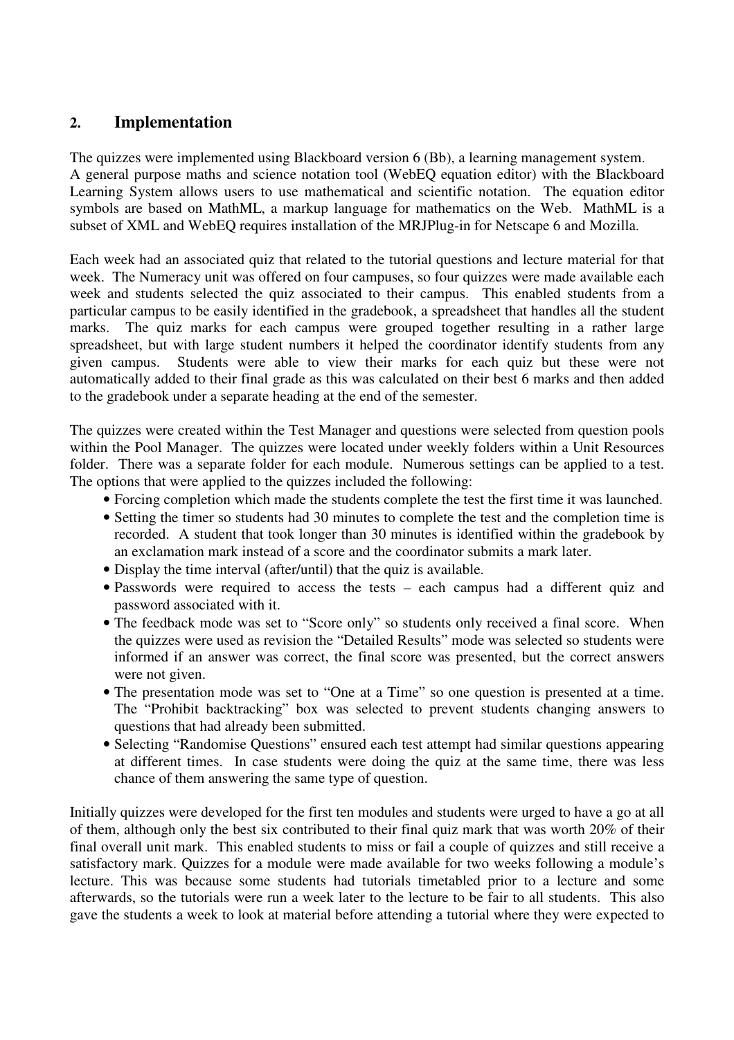## 2. Implementation

The quizzes were implemented using Blackboard version 6 (Bb), a learning management system. A general purpose maths and science notation tool (WebEQ equation editor) with the Blackboard Learning System allows users to use mathematical and scientific notation. The equation editor symbols are based on MathML, a markup language for mathematics on the Web. MathML is a subset of XML and WebEQ requires installation of the MRJPlug-in for Netscape 6 and Mozilla.

Each week had an associated quiz that related to the tutorial questions and lecture material for that week. The Numeracy unit was offered on four campuses, so four quizzes were made available each week and students selected the quiz associated to their campus. This enabled students from a particular campus to be easily identified in the gradebook, a spreadsheet that handles all the student marks. The quiz marks for each campus were grouped together resulting in a rather large spreadsheet, but with large student numbers it helped the coordinator identify students from any given campus. Students were able to view their marks for each quiz but these were not automatically added to their final grade as this was calculated on their best 6 marks and then added to the gradebook under a separate heading at the end of the semester.

The quizzes were created within the Test Manager and questions were selected from question pools within the Pool Manager. The quizzes were located under weekly folders within a Unit Resources folder. There was a separate folder for each module. Numerous settings can be applied to a test. The options that were applied to the quizzes included the following:

- Forcing completion which made the students complete the test the first time it was launched.
- Setting the timer so students had 30 minutes to complete the test and the completion time is recorded. A student that took longer than 30 minutes is identified within the gradebook by an exclamation mark instead of a score and the coordinator submits a mark later.
- Display the time interval (after/until) that the quiz is available.
- Passwords were required to access the tests – each campus had a different quiz and password associated with it.
- The feedback mode was set to "Score only" so students only received a final score. When the quizzes were used as revision the "Detailed Results" mode was selected so students were informed if an answer was correct, the final score was presented, but the correct answers were not given.
- The presentation mode was set to "One at a Time" so one question is presented at a time. The "Prohibit backtracking" box was selected to prevent students changing answers to questions that had already been submitted.
- Selecting "Randomise Questions" ensured each test attempt had similar questions appearing at different times. In case students were doing the quiz at the same time, there was less chance of them answering the same type of question.

Initially quizzes were developed for the first ten modules and students were urged to have a go at all of them, although only the best six contributed to their final quiz mark that was worth 20% of their final overall unit mark. This enabled students to miss or fail a couple of quizzes and still receive a satisfactory mark. Quizzes for a module were made available for two weeks following a module's lecture. This was because some students had tutorials timetabled prior to a lecture and some afterwards, so the tutorials were run a week later to the lecture to be fair to all students. This also gave the students a week to look at material before attending a tutorial where they were expected to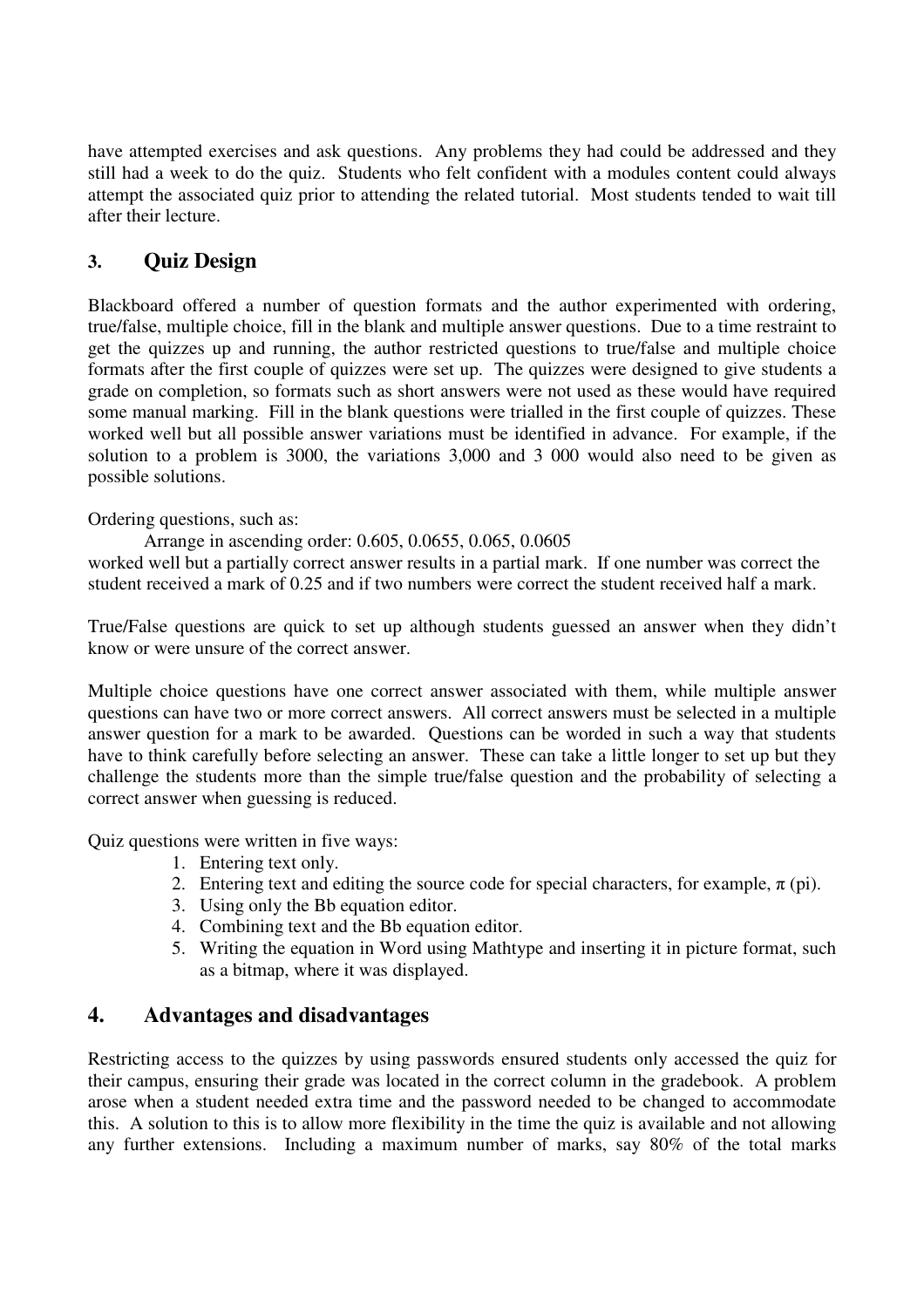have attempted exercises and ask questions. Any problems they had could be addressed and they still had a week to do the quiz. Students who felt confident with a modules content could always attempt the associated quiz prior to attending the related tutorial. Most students tended to wait till after their lecture.

## 3. Quiz Design

Blackboard offered a number of question formats and the author experimented with ordering, true/false, multiple choice, fill in the blank and multiple answer questions. Due to a time restraint to get the quizzes up and running, the author restricted questions to true/false and multiple choice formats after the first couple of quizzes were set up. The quizzes were designed to give students a grade on completion, so formats such as short answers were not used as these would have required some manual marking. Fill in the blank questions were trialled in the first couple of quizzes. These worked well but all possible answer variations must be identified in advance. For example, if the solution to a problem is 3000, the variations 3,000 and 3 000 would also need to be given as possible solutions.

Ordering questions, such as:

Arrange in ascending order: 0.605, 0.0655, 0.065, 0.0605

worked well but a partially correct answer results in a partial mark. If one number was correct the student received a mark of 0.25 and if two numbers were correct the student received half a mark.

True/False questions are quick to set up although students guessed an answer when they didn't know or were unsure of the correct answer.

Multiple choice questions have one correct answer associated with them, while multiple answer questions can have two or more correct answers. All correct answers must be selected in a multiple answer question for a mark to be awarded. Questions can be worded in such a way that students have to think carefully before selecting an answer. These can take a little longer to set up but they challenge the students more than the simple true/false question and the probability of selecting a correct answer when guessing is reduced.

Quiz questions were written in five ways:

1. Entering text only.
2. Entering text and editing the source code for special characters, for example, $\pi$ (pi).
3. Using only the Bb equation editor.
4. Combining text and the Bb equation editor.
5. Writing the equation in Word using Mathtype and inserting it in picture format, such as a bitmap, where it was displayed.

## 4. Advantages and disadvantages

Restricting access to the quizzes by using passwords ensured students only accessed the quiz for their campus, ensuring their grade was located in the correct column in the gradebook. A problem arose when a student needed extra time and the password needed to be changed to accommodate this. A solution to this is to allow more flexibility in the time the quiz is available and not allowing any further extensions. Including a maximum number of marks, say 80% of the total marks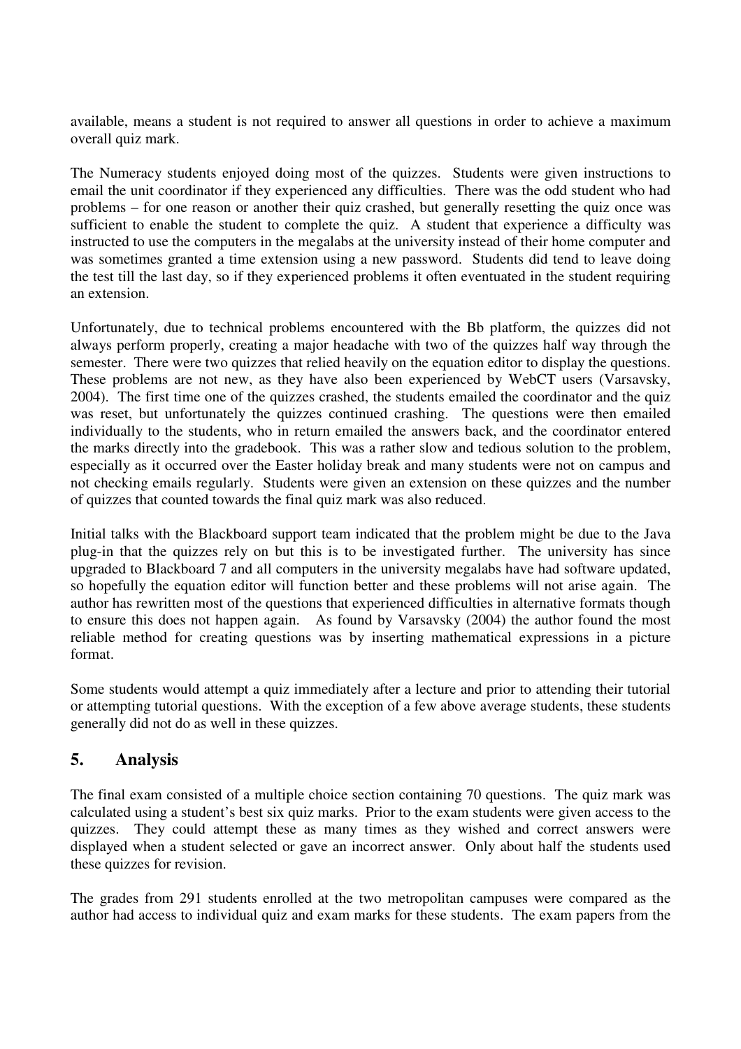available, means a student is not required to answer all questions in order to achieve a maximum overall quiz mark.

The Numeracy students enjoyed doing most of the quizzes. Students were given instructions to email the unit coordinator if they experienced any difficulties. There was the odd student who had problems – for one reason or another their quiz crashed, but generally resetting the quiz once was sufficient to enable the student to complete the quiz. A student that experience a difficulty was instructed to use the computers in the megalabs at the university instead of their home computer and was sometimes granted a time extension using a new password. Students did tend to leave doing the test till the last day, so if they experienced problems it often eventuated in the student requiring an extension.

Unfortunately, due to technical problems encountered with the Bb platform, the quizzes did not always perform properly, creating a major headache with two of the quizzes half way through the semester. There were two quizzes that relied heavily on the equation editor to display the questions. These problems are not new, as they have also been experienced by WebCT users (Varsavsky, 2004). The first time one of the quizzes crashed, the students emailed the coordinator and the quiz was reset, but unfortunately the quizzes continued crashing. The questions were then emailed individually to the students, who in return emailed the answers back, and the coordinator entered the marks directly into the gradebook. This was a rather slow and tedious solution to the problem, especially as it occurred over the Easter holiday break and many students were not on campus and not checking emails regularly. Students were given an extension on these quizzes and the number of quizzes that counted towards the final quiz mark was also reduced.

Initial talks with the Blackboard support team indicated that the problem might be due to the Java plug-in that the quizzes rely on but this is to be investigated further. The university has since upgraded to Blackboard 7 and all computers in the university megalabs have had software updated, so hopefully the equation editor will function better and these problems will not arise again. The author has rewritten most of the questions that experienced difficulties in alternative formats though to ensure this does not happen again. As found by Varsavsky (2004) the author found the most reliable method for creating questions was by inserting mathematical expressions in a picture format.

Some students would attempt a quiz immediately after a lecture and prior to attending their tutorial or attempting tutorial questions. With the exception of a few above average students, these students generally did not do as well in these quizzes.

## 5. Analysis

The final exam consisted of a multiple choice section containing 70 questions. The quiz mark was calculated using a student's best six quiz marks. Prior to the exam students were given access to the quizzes. They could attempt these as many times as they wished and correct answers were displayed when a student selected or gave an incorrect answer. Only about half the students used these quizzes for revision.

The grades from 291 students enrolled at the two metropolitan campuses were compared as the author had access to individual quiz and exam marks for these students. The exam papers from the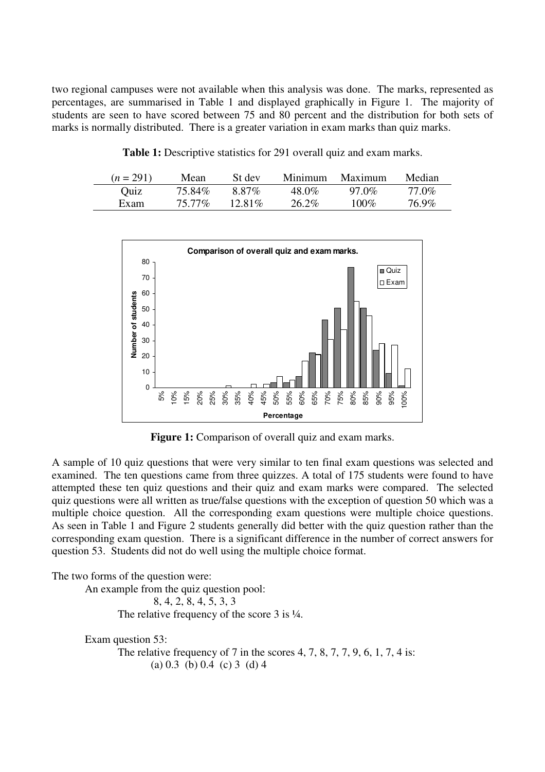two regional campuses were not available when this analysis was done. The marks, represented as percentages, are summarised in Table 1 and displayed graphically in Figure 1. The majority of students are seen to have scored between 75 and 80 percent and the distribution for both sets of marks is normally distributed. There is a greater variation in exam marks than quiz marks.

**Table 1:** Descriptive statistics for 291 overall quiz and exam marks.

| ($n$ = 291) | Mean | St dev | Minimum | Maximum | Median |
|---|---|---|---|---|---|
| Quiz | 75.84% | 8.87% | 48.0% | 97.0% | 77.0% |
| Exam | 75.77% | 12.81% | 26.2% | 100% | 76.9% |

**Figure 1:** Comparison of overall quiz and exam marks.

A sample of 10 quiz questions that were very similar to ten final exam questions was selected and examined. The ten questions came from three quizzes. A total of 175 students were found to have attempted these ten quiz questions and their quiz and exam marks were compared. The selected quiz questions were all written as true/false questions with the exception of question 50 which was a multiple choice question. All the corresponding exam questions were multiple choice questions. As seen in Table 1 and Figure 2 students generally did better with the quiz question rather than the corresponding exam question. There is a significant difference in the number of correct answers for question 53. Students did not do well using the multiple choice format.

The two forms of the question were:

An example from the quiz question pool:

8, 4, 2, 8, 4, 5, 3, 3

The relative frequency of the score 3 is ¼.

Exam question 53:

The relative frequency of 7 in the scores 4, 7, 8, 7, 7, 9, 6, 1, 7, 4 is:

(a) 0.3 (b) 0.4 (c) 3 (d) 4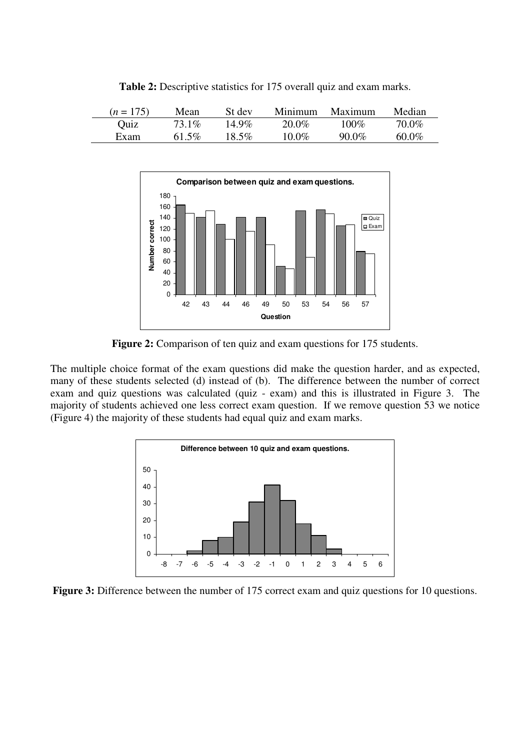**Table 2:** Descriptive statistics for 175 overall quiz and exam marks.

| ($n$ = 175) | Mean | St dev | Minimum | Maximum | Median |
|---|---|---|---|---|---|
| Quiz | 73.1% | 14.9% | 20.0% | 100% | 70.0% |
| Exam | 61.5% | 18.5% | 10.0% | 90.0% | 60.0% |

**Figure 2:** Comparison of ten quiz and exam questions for 175 students.

The multiple choice format of the exam questions did make the question harder, and as expected, many of these students selected (d) instead of (b). The difference between the number of correct exam and quiz questions was calculated (quiz - exam) and this is illustrated in Figure 3. The majority of students achieved one less correct exam question. If we remove question 53 we notice (Figure 4) the majority of these students had equal quiz and exam marks.

**Figure 3:** Difference between the number of 175 correct exam and quiz questions for 10 questions.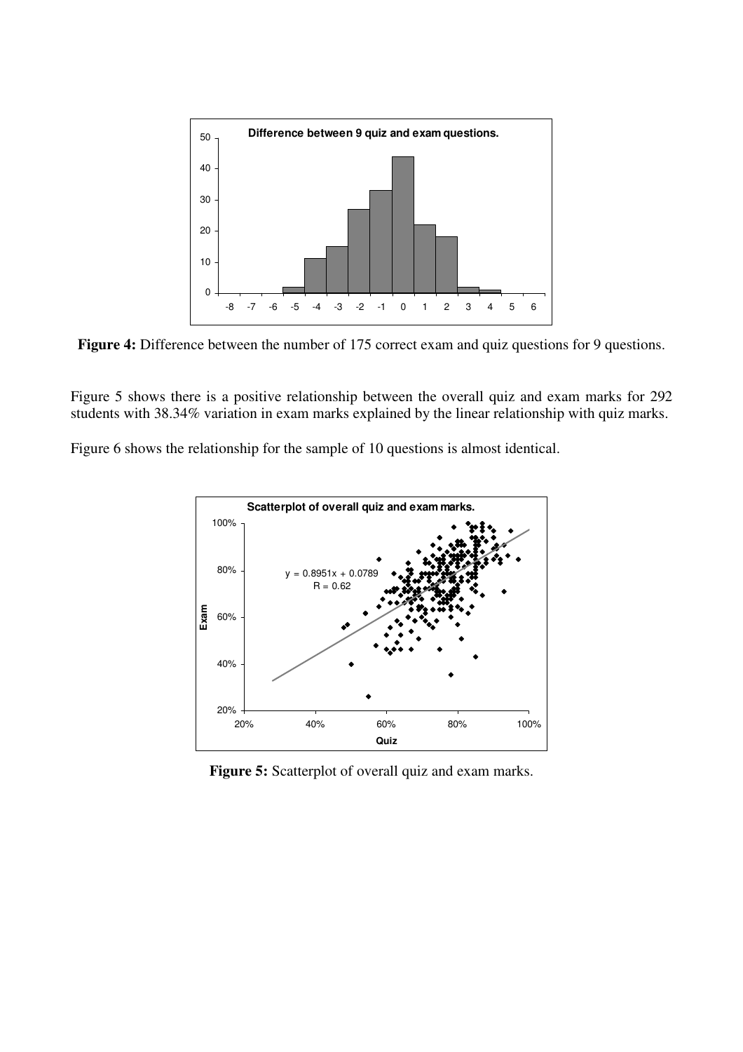**Figure 4:** Difference between the number of 175 correct exam and quiz questions for 9 questions.

Figure 5 shows there is a positive relationship between the overall quiz and exam marks for 292 students with 38.34% variation in exam marks explained by the linear relationship with quiz marks.

Figure 6 shows the relationship for the sample of 10 questions is almost identical.

**Figure 5:** Scatterplot of overall quiz and exam marks.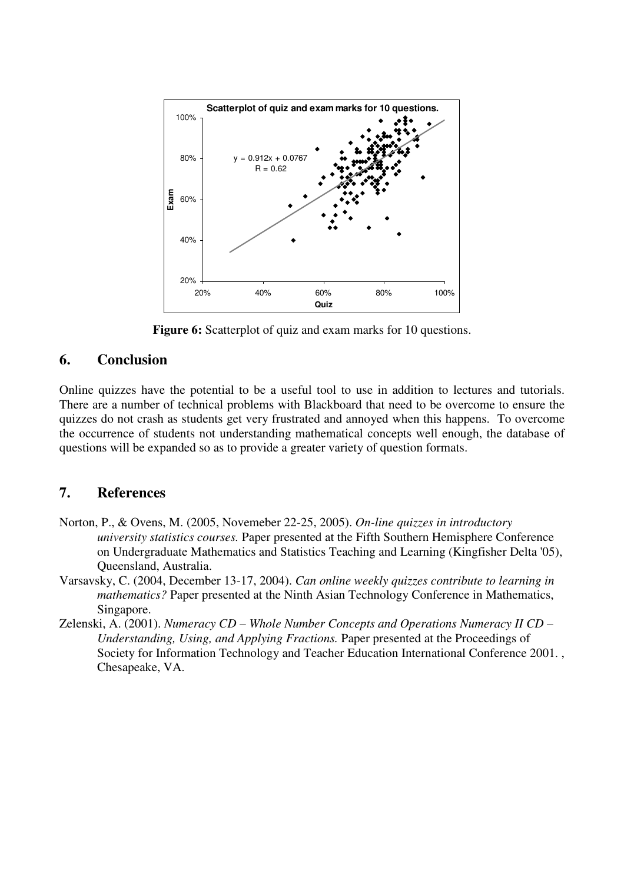Scatterplot of quiz and exam marks for 10 questions.

$y = 0.912x + 0.0767$

$R = 0.62$

Exam

100%
80%
60%
40%
20%

20%
40%
60%
80%
100%

Quiz

**Figure 6:** Scatterplot of quiz and exam marks for 10 questions.

## 6. Conclusion

Online quizzes have the potential to be a useful tool to use in addition to lectures and tutorials. There are a number of technical problems with Blackboard that need to be overcome to ensure the quizzes do not crash as students get very frustrated and annoyed when this happens. To overcome the occurrence of students not understanding mathematical concepts well enough, the database of questions will be expanded so as to provide a greater variety of question formats.

## 7. References

Norton, P., & Ovens, M. (2005, Novemeber 22-25, 2005). *On-line quizzes in introductory university statistics courses.* Paper presented at the Fifth Southern Hemisphere Conference on Undergraduate Mathematics and Statistics Teaching and Learning (Kingfisher Delta '05), Queensland, Australia.

Varsavsky, C. (2004, December 13-17, 2004). *Can online weekly quizzes contribute to learning in mathematics?* Paper presented at the Ninth Asian Technology Conference in Mathematics, Singapore.

Zelenski, A. (2001). *Numeracy CD – Whole Number Concepts and Operations Numeracy II CD – Understanding, Using, and Applying Fractions.* Paper presented at the Proceedings of Society for Information Technology and Teacher Education International Conference 2001. , Chesapeake, VA.